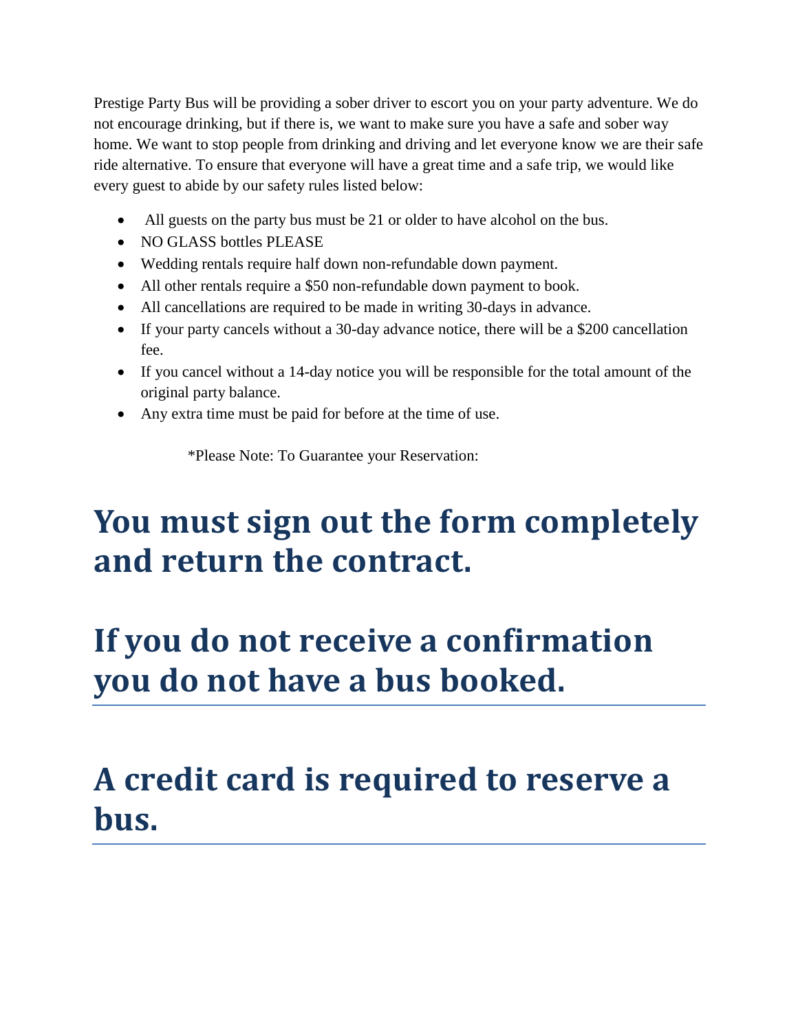Prestige Party Bus will be providing a sober driver to escort you on your party adventure. We do not encourage drinking, but if there is, we want to make sure you have a safe and sober way home. We want to stop people from drinking and driving and let everyone know we are their safe ride alternative. To ensure that everyone will have a great time and a safe trip, we would like every guest to abide by our safety rules listed below:

- All guests on the party bus must be 21 or older to have alcohol on the bus.
- NO GLASS bottles PLEASE
- Wedding rentals require half down non-refundable down payment.
- All other rentals require a $50 non-refundable down payment to book.
- All cancellations are required to be made in writing 30-days in advance.
- If your party cancels without a 30-day advance notice, there will be a $200 cancellation fee.
- If you cancel without a 14-day notice you will be responsible for the total amount of the original party balance.
- Any extra time must be paid for before at the time of use.

*Please Note: To Guarantee your Reservation:

# You must sign out the form completely and return the contract.

# If you do not receive a confirmation you do not have a bus booked.

# A credit card is required to reserve a bus.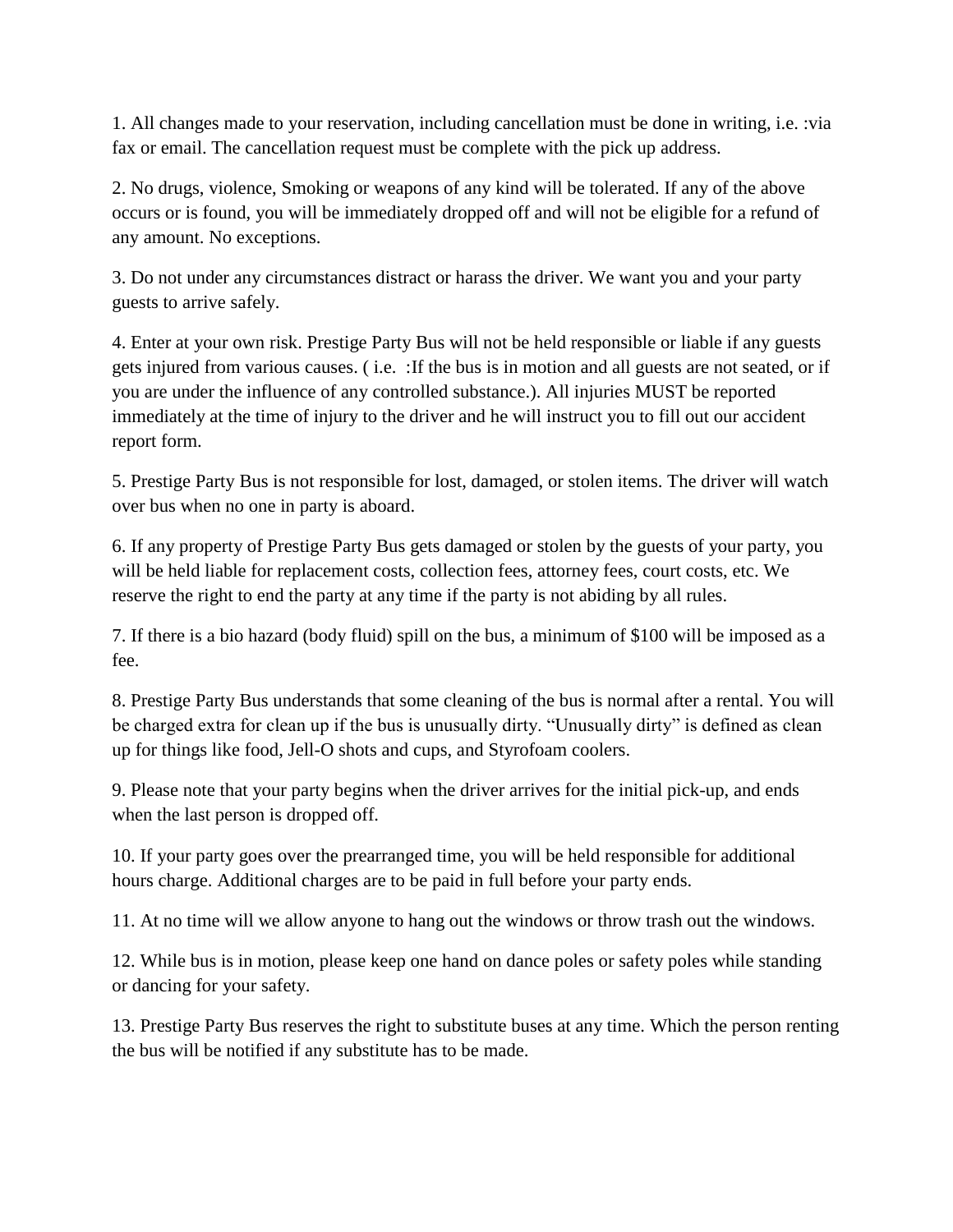1. All changes made to your reservation, including cancellation must be done in writing, i.e. :via fax or email. The cancellation request must be complete with the pick up address.

2. No drugs, violence, Smoking or weapons of any kind will be tolerated. If any of the above occurs or is found, you will be immediately dropped off and will not be eligible for a refund of any amount. No exceptions.

3. Do not under any circumstances distract or harass the driver. We want you and your party guests to arrive safely.

4. Enter at your own risk. Prestige Party Bus will not be held responsible or liable if any guests gets injured from various causes. ( i.e. :If the bus is in motion and all guests are not seated, or if you are under the influence of any controlled substance.). All injuries MUST be reported immediately at the time of injury to the driver and he will instruct you to fill out our accident report form.

5. Prestige Party Bus is not responsible for lost, damaged, or stolen items. The driver will watch over bus when no one in party is aboard.

6. If any property of Prestige Party Bus gets damaged or stolen by the guests of your party, you will be held liable for replacement costs, collection fees, attorney fees, court costs, etc. We reserve the right to end the party at any time if the party is not abiding by all rules.

7. If there is a bio hazard (body fluid) spill on the bus, a minimum of $100 will be imposed as a fee.

8. Prestige Party Bus understands that some cleaning of the bus is normal after a rental. You will be charged extra for clean up if the bus is unusually dirty. "Unusually dirty" is defined as clean up for things like food, Jell-O shots and cups, and Styrofoam coolers.

9. Please note that your party begins when the driver arrives for the initial pick-up, and ends when the last person is dropped off.

10. If your party goes over the prearranged time, you will be held responsible for additional hours charge. Additional charges are to be paid in full before your party ends.

11. At no time will we allow anyone to hang out the windows or throw trash out the windows.

12. While bus is in motion, please keep one hand on dance poles or safety poles while standing or dancing for your safety.

13. Prestige Party Bus reserves the right to substitute buses at any time. Which the person renting the bus will be notified if any substitute has to be made.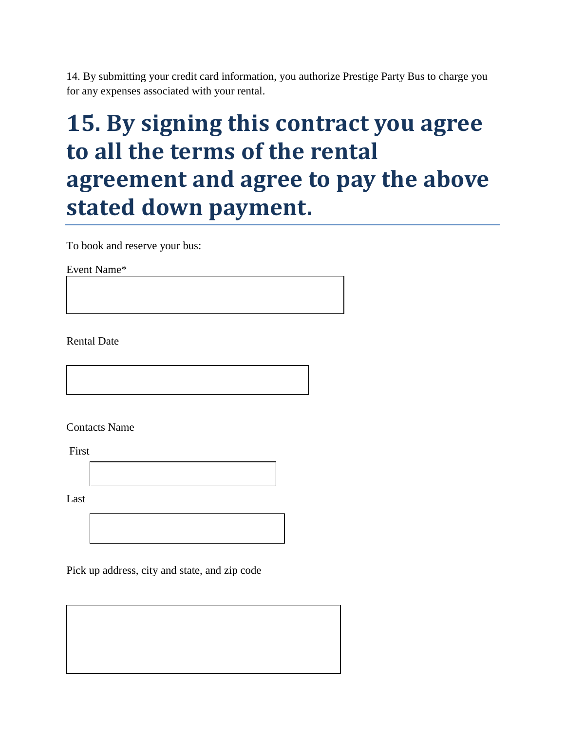14. By submitting your credit card information, you authorize Prestige Party Bus to charge you for any expenses associated with your rental.

# 15. By signing this contract you agree to all the terms of the rental agreement and agree to pay the above stated down payment.

To book and reserve your bus:

Event Name*

Rental Date

Contacts Name

First

Last

Pick up address, city and state, and zip code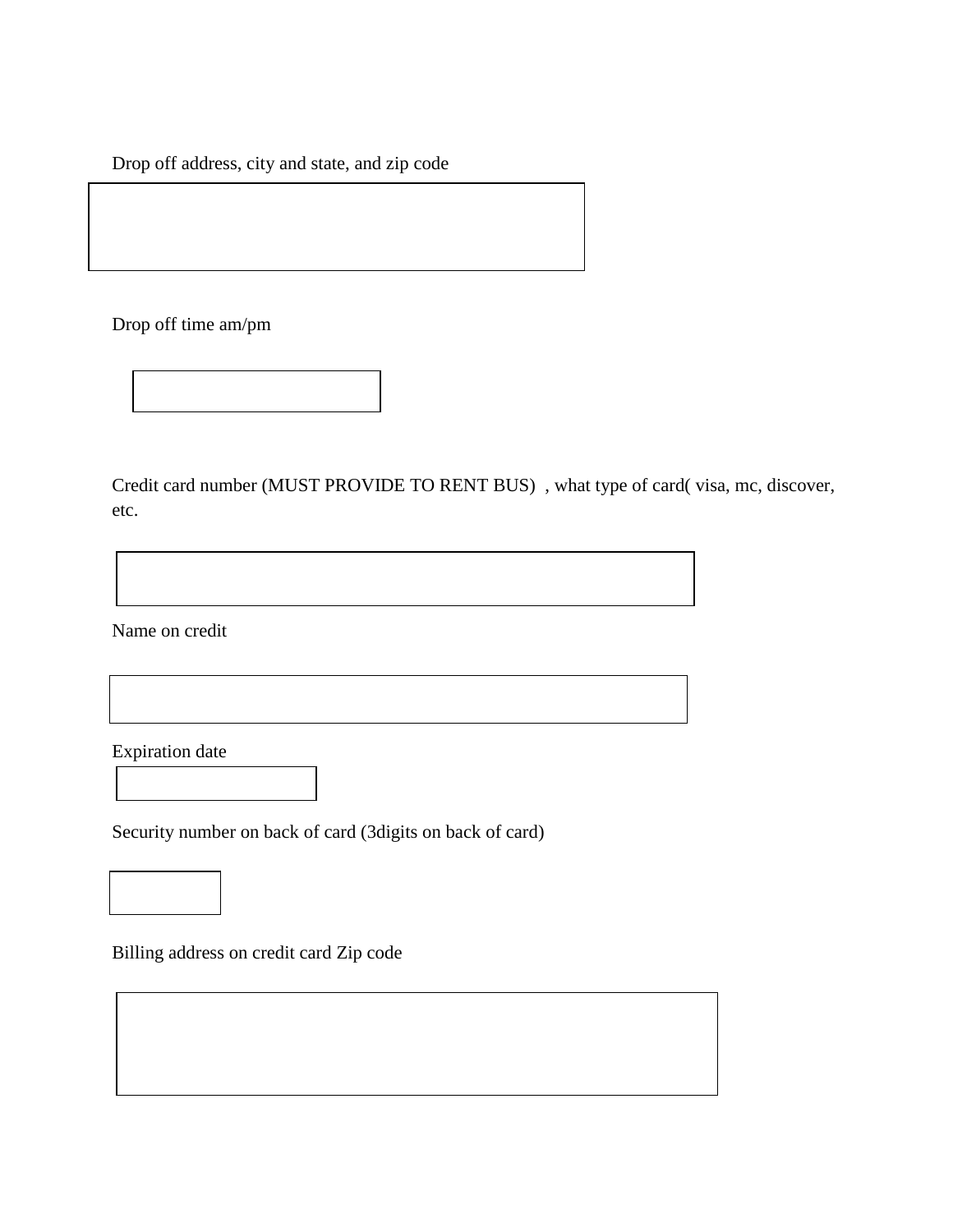Drop off address, city and state, and zip code

Drop off time am/pm

Credit card number (MUST PROVIDE TO RENT BUS) , what type of card( visa, mc, discover, etc.

Name on credit

Expiration date

Security number on back of card (3digits on back of card)

Billing address on credit card Zip code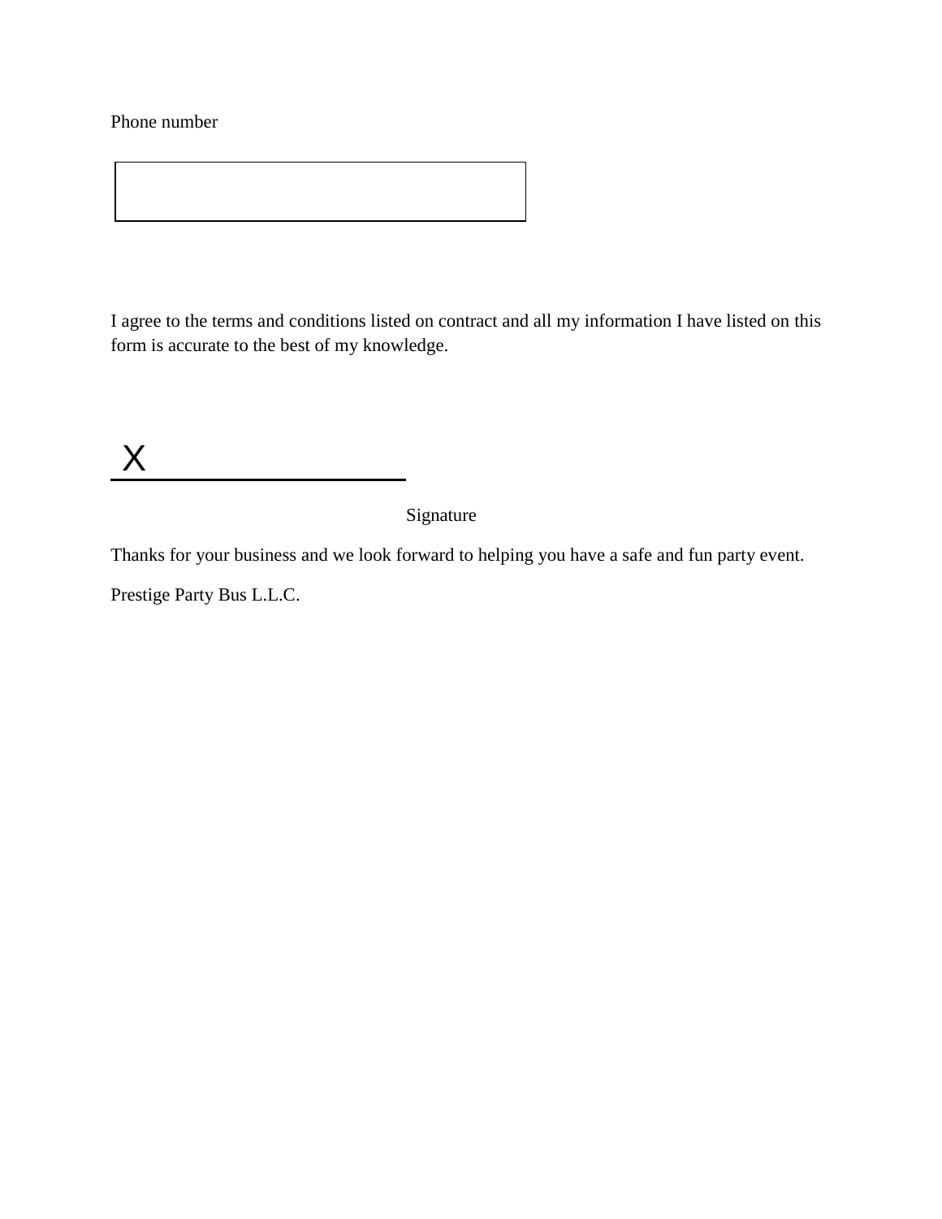Phone number

I agree to the terms and conditions listed on contract and all my information I have listed on this form is accurate to the best of my knowledge.

X ______________________

Signature

Thanks for your business and we look forward to helping you have a safe and fun party event.

Prestige Party Bus L.L.C.